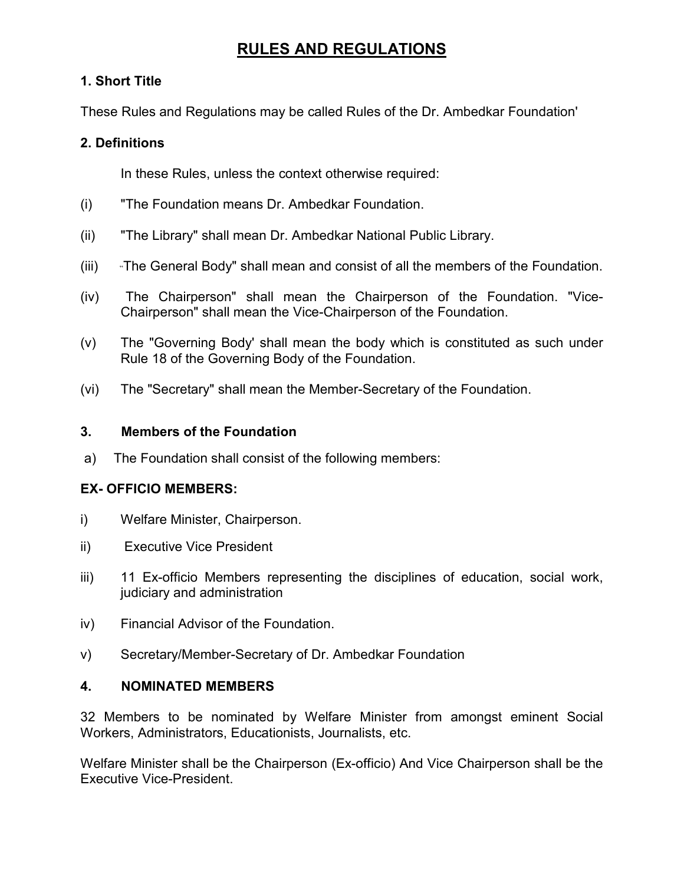# RULES AND REGULATIONS

### 1. Short Title

These Rules and Regulations may be called Rules of the Dr. Ambedkar Foundation'

### 2. Definitions

In these Rules, unless the context otherwise required:

(i) "The Foundation means Dr. Ambedkar Foundation.

(ii) "The Library" shall mean Dr. Ambedkar National Public Library.

(iii) "The General Body" shall mean and consist of all the members of the Foundation.

(iv) The Chairperson" shall mean the Chairperson of the Foundation. "Vice-Chairperson" shall mean the Vice-Chairperson of the Foundation.

(v) The "Governing Body' shall mean the body which is constituted as such under Rule 18 of the Governing Body of the Foundation.

(vi) The "Secretary" shall mean the Member-Secretary of the Foundation.

### 3. Members of the Foundation

a) The Foundation shall consist of the following members:

**EX- OFFICIO MEMBERS:**

i) Welfare Minister, Chairperson.

ii) Executive Vice President

iii) 11 Ex-officio Members representing the disciplines of education, social work, judiciary and administration

iv) Financial Advisor of the Foundation.

v) Secretary/Member-Secretary of Dr. Ambedkar Foundation

### 4. NOMINATED MEMBERS

32 Members to be nominated by Welfare Minister from amongst eminent Social Workers, Administrators, Educationists, Journalists, etc.

Welfare Minister shall be the Chairperson (Ex-officio) And Vice Chairperson shall be the Executive Vice-President.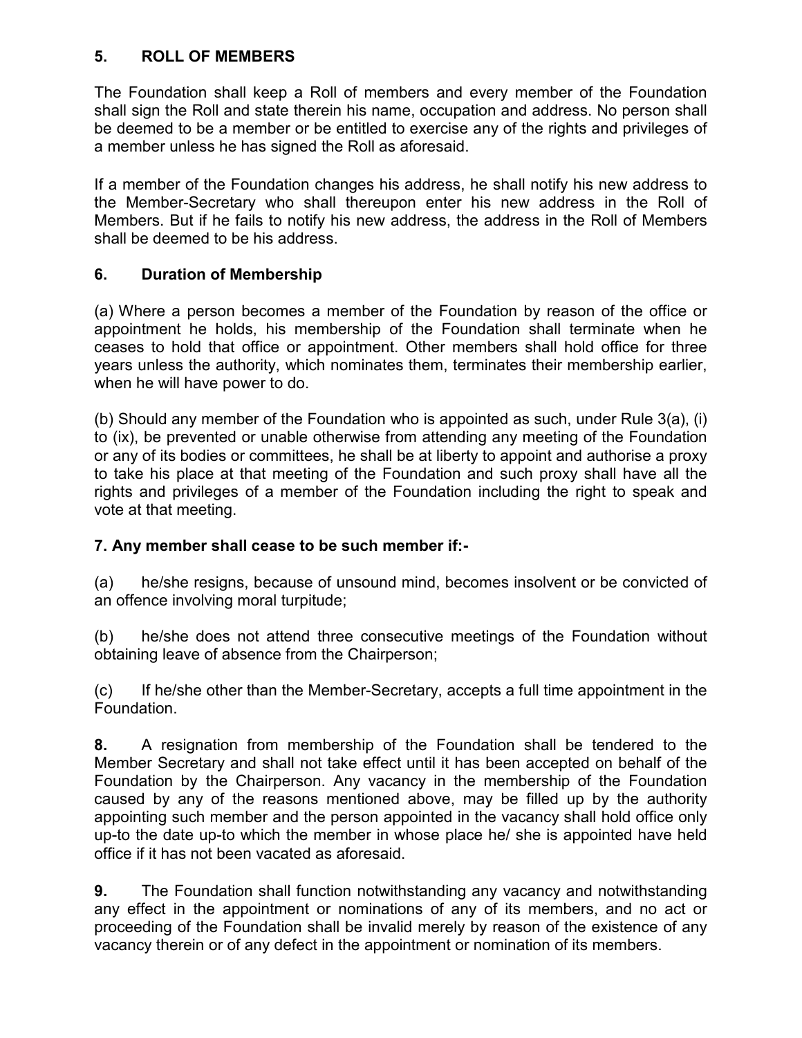## 5. ROLL OF MEMBERS

The Foundation shall keep a Roll of members and every member of the Foundation shall sign the Roll and state therein his name, occupation and address. No person shall be deemed to be a member or be entitled to exercise any of the rights and privileges of a member unless he has signed the Roll as aforesaid.

If a member of the Foundation changes his address, he shall notify his new address to the Member-Secretary who shall thereupon enter his new address in the Roll of Members. But if he fails to notify his new address, the address in the Roll of Members shall be deemed to be his address.

## 6. Duration of Membership

(a) Where a person becomes a member of the Foundation by reason of the office or appointment he holds, his membership of the Foundation shall terminate when he ceases to hold that office or appointment. Other members shall hold office for three years unless the authority, which nominates them, terminates their membership earlier, when he will have power to do.

(b) Should any member of the Foundation who is appointed as such, under Rule 3(a), (i) to (ix), be prevented or unable otherwise from attending any meeting of the Foundation or any of its bodies or committees, he shall be at liberty to appoint and authorise a proxy to take his place at that meeting of the Foundation and such proxy shall have all the rights and privileges of a member of the Foundation including the right to speak and vote at that meeting.

**7. Any member shall cease to be such member if:-**

(a) he/she resigns, because of unsound mind, becomes insolvent or be convicted of an offence involving moral turpitude;

(b) he/she does not attend three consecutive meetings of the Foundation without obtaining leave of absence from the Chairperson;

(c) If he/she other than the Member-Secretary, accepts a full time appointment in the Foundation.

**8.** A resignation from membership of the Foundation shall be tendered to the Member Secretary and shall not take effect until it has been accepted on behalf of the Foundation by the Chairperson. Any vacancy in the membership of the Foundation caused by any of the reasons mentioned above, may be filled up by the authority appointing such member and the person appointed in the vacancy shall hold office only up-to the date up-to which the member in whose place he/ she is appointed have held office if it has not been vacated as aforesaid.

**9.** The Foundation shall function notwithstanding any vacancy and notwithstanding any effect in the appointment or nominations of any of its members, and no act or proceeding of the Foundation shall be invalid merely by reason of the existence of any vacancy therein or of any defect in the appointment or nomination of its members.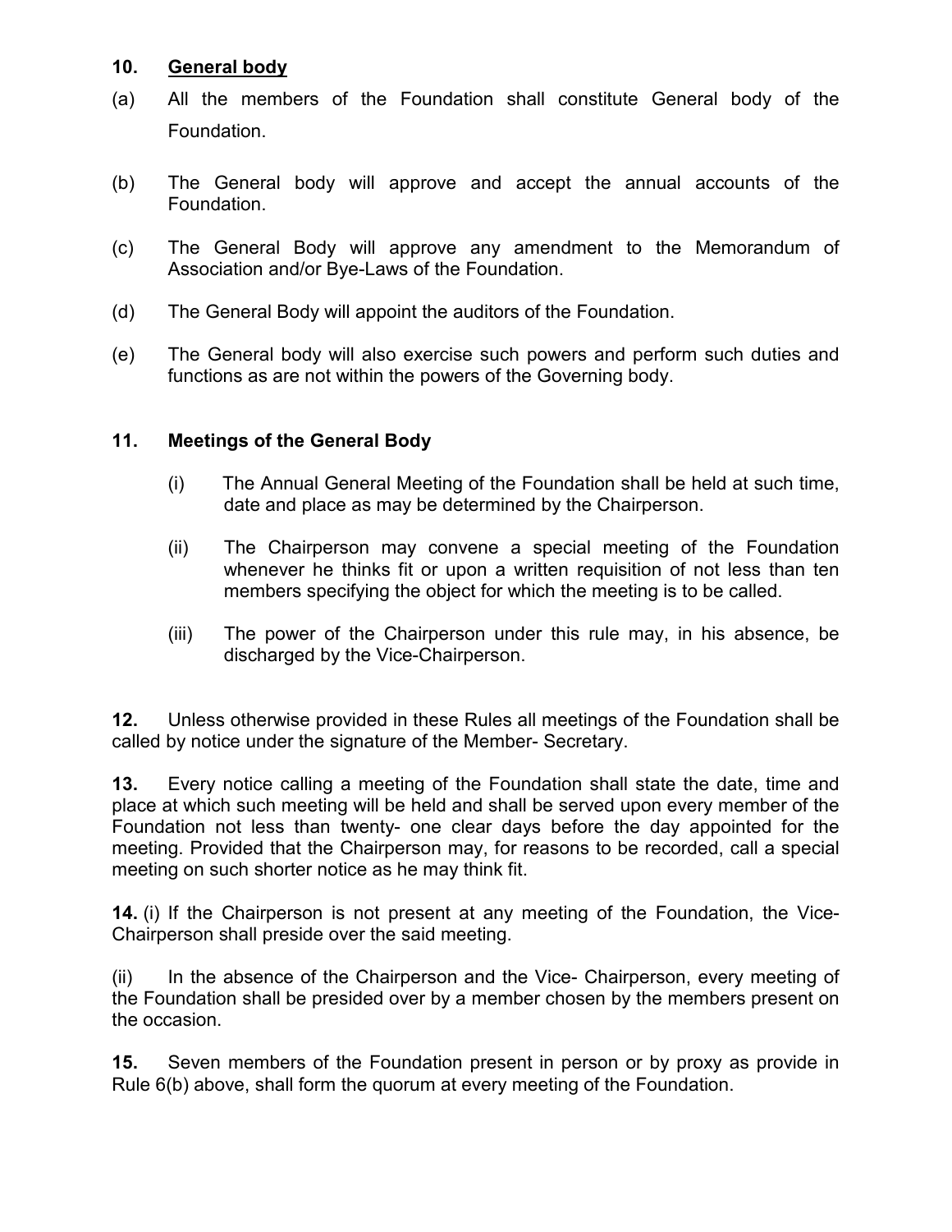## 10. General body

(a) All the members of the Foundation shall constitute General body of the Foundation.

(b) The General body will approve and accept the annual accounts of the Foundation.

(c) The General Body will approve any amendment to the Memorandum of Association and/or Bye-Laws of the Foundation.

(d) The General Body will appoint the auditors of the Foundation.

(e) The General body will also exercise such powers and perform such duties and functions as are not within the powers of the Governing body.

## 11. Meetings of the General Body

(i) The Annual General Meeting of the Foundation shall be held at such time, date and place as may be determined by the Chairperson.

(ii) The Chairperson may convene a special meeting of the Foundation whenever he thinks fit or upon a written requisition of not less than ten members specifying the object for which the meeting is to be called.

(iii) The power of the Chairperson under this rule may, in his absence, be discharged by the Vice-Chairperson.

**12.** Unless otherwise provided in these Rules all meetings of the Foundation shall be called by notice under the signature of the Member- Secretary.

**13.** Every notice calling a meeting of the Foundation shall state the date, time and place at which such meeting will be held and shall be served upon every member of the Foundation not less than twenty- one clear days before the day appointed for the meeting. Provided that the Chairperson may, for reasons to be recorded, call a special meeting on such shorter notice as he may think fit.

**14.** (i) If the Chairperson is not present at any meeting of the Foundation, the Vice-Chairperson shall preside over the said meeting.

(ii) In the absence of the Chairperson and the Vice- Chairperson, every meeting of the Foundation shall be presided over by a member chosen by the members present on the occasion.

**15.** Seven members of the Foundation present in person or by proxy as provide in Rule 6(b) above, shall form the quorum at every meeting of the Foundation.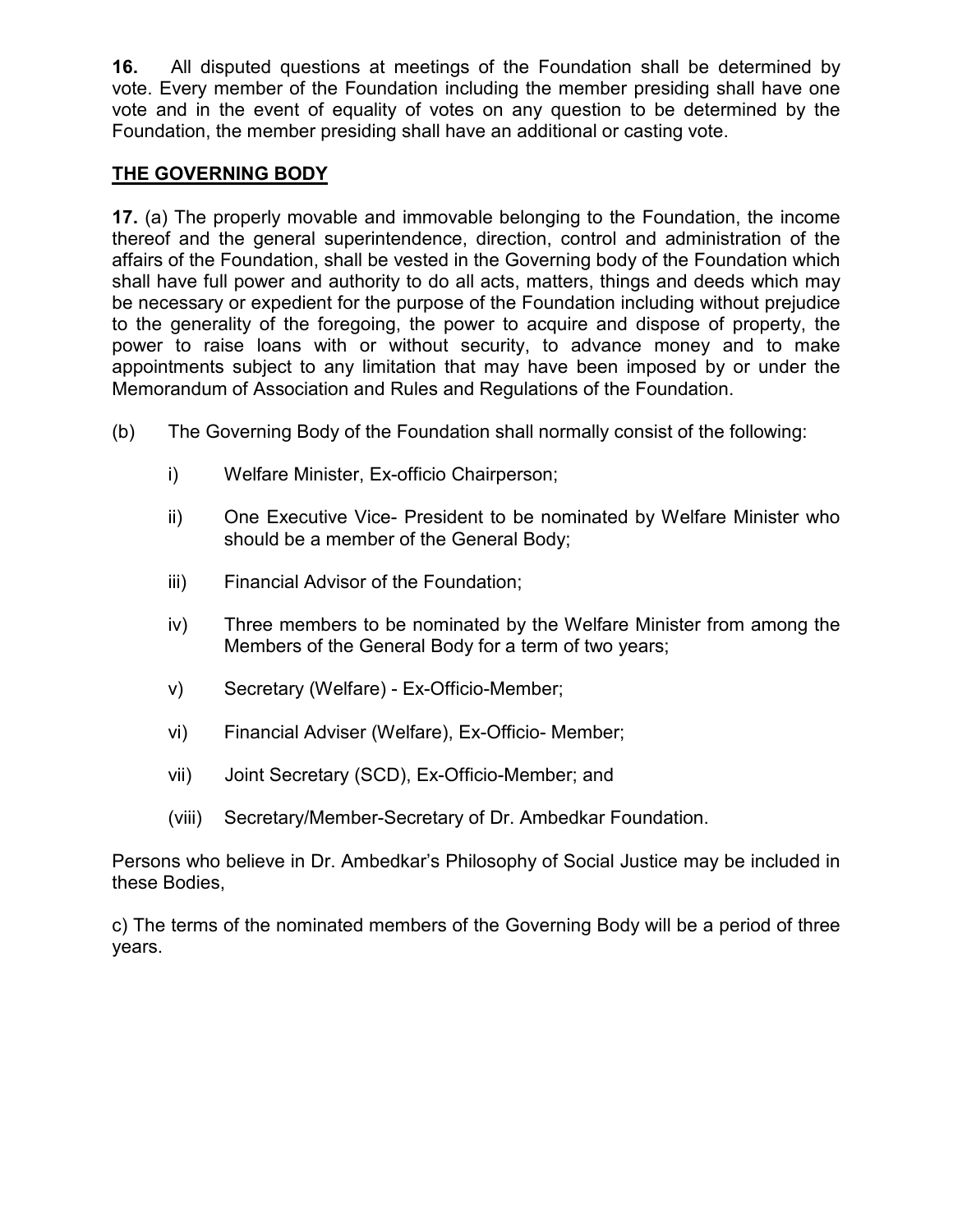**16.** All disputed questions at meetings of the Foundation shall be determined by vote. Every member of the Foundation including the member presiding shall have one vote and in the event of equality of votes on any question to be determined by the Foundation, the member presiding shall have an additional or casting vote.

## THE GOVERNING BODY

**17.** (a) The properly movable and immovable belonging to the Foundation, the income thereof and the general superintendence, direction, control and administration of the affairs of the Foundation, shall be vested in the Governing body of the Foundation which shall have full power and authority to do all acts, matters, things and deeds which may be necessary or expedient for the purpose of the Foundation including without prejudice to the generality of the foregoing, the power to acquire and dispose of property, the power to raise loans with or without security, to advance money and to make appointments subject to any limitation that may have been imposed by or under the Memorandum of Association and Rules and Regulations of the Foundation.

(b) The Governing Body of the Foundation shall normally consist of the following:

- i) Welfare Minister, Ex-officio Chairperson;
- ii) One Executive Vice- President to be nominated by Welfare Minister who should be a member of the General Body;
- iii) Financial Advisor of the Foundation;
- iv) Three members to be nominated by the Welfare Minister from among the Members of the General Body for a term of two years;
- v) Secretary (Welfare) - Ex-Officio-Member;
- vi) Financial Adviser (Welfare), Ex-Officio- Member;
- vii) Joint Secretary (SCD), Ex-Officio-Member; and
- (viii) Secretary/Member-Secretary of Dr. Ambedkar Foundation.

Persons who believe in Dr. Ambedkar's Philosophy of Social Justice may be included in these Bodies,

c) The terms of the nominated members of the Governing Body will be a period of three years.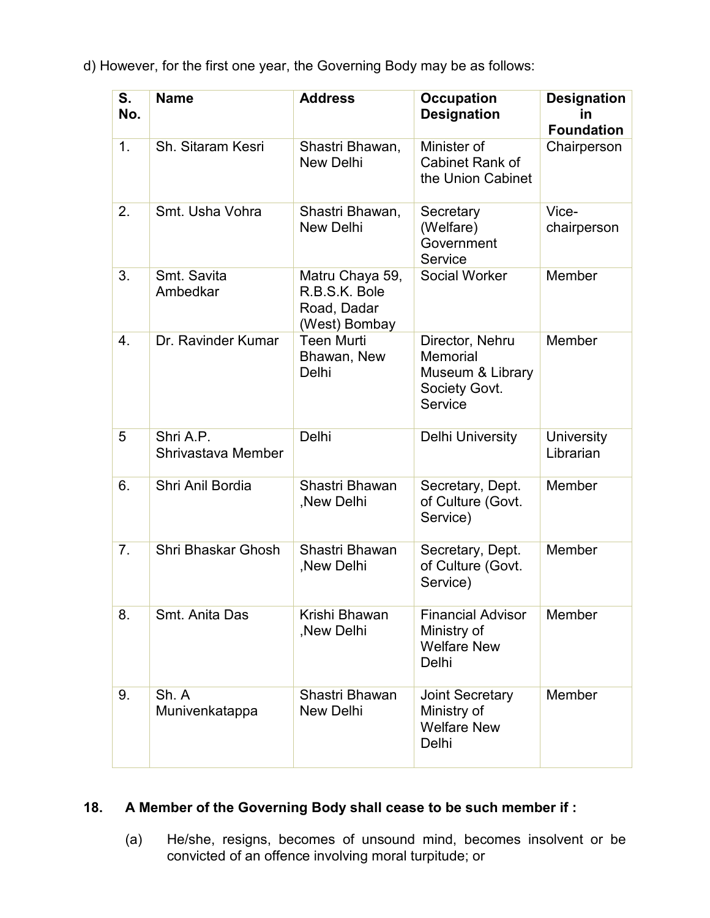d) However, for the first one year, the Governing Body may be as follows:

| S. No. | Name | Address | Occupation Designation | Designation in Foundation |
|---|---|---|---|---|
| 1. | Sh. Sitaram Kesri | Shastri Bhawan, New Delhi | Minister of Cabinet Rank of the Union Cabinet | Chairperson |
| 2. | Smt. Usha Vohra | Shastri Bhawan, New Delhi | Secretary (Welfare) Government Service | Vice-chairperson |
| 3. | Smt. Savita Ambedkar | Matru Chaya 59, R.B.S.K. Bole Road, Dadar (West) Bombay | Social Worker | Member |
| 4. | Dr. Ravinder Kumar | Teen Murti Bhawan, New Delhi | Director, Nehru Memorial Museum & Library Society Govt. Service | Member |
| 5 | Shri A.P. Shrivastava Member | Delhi | Delhi University | University Librarian |
| 6. | Shri Anil Bordia | Shastri Bhawan ,New Delhi | Secretary, Dept. of Culture (Govt. Service) | Member |
| 7. | Shri Bhaskar Ghosh | Shastri Bhawan ,New Delhi | Secretary, Dept. of Culture (Govt. Service) | Member |
| 8. | Smt. Anita Das | Krishi Bhawan ,New Delhi | Financial Advisor Ministry of Welfare New Delhi | Member |
| 9. | Sh. A Munivenkatappa | Shastri Bhawan New Delhi | Joint Secretary Ministry of Welfare New Delhi | Member |

**18. A Member of the Governing Body shall cease to be such member if :**

(a) He/she, resigns, becomes of unsound mind, becomes insolvent or be convicted of an offence involving moral turpitude; or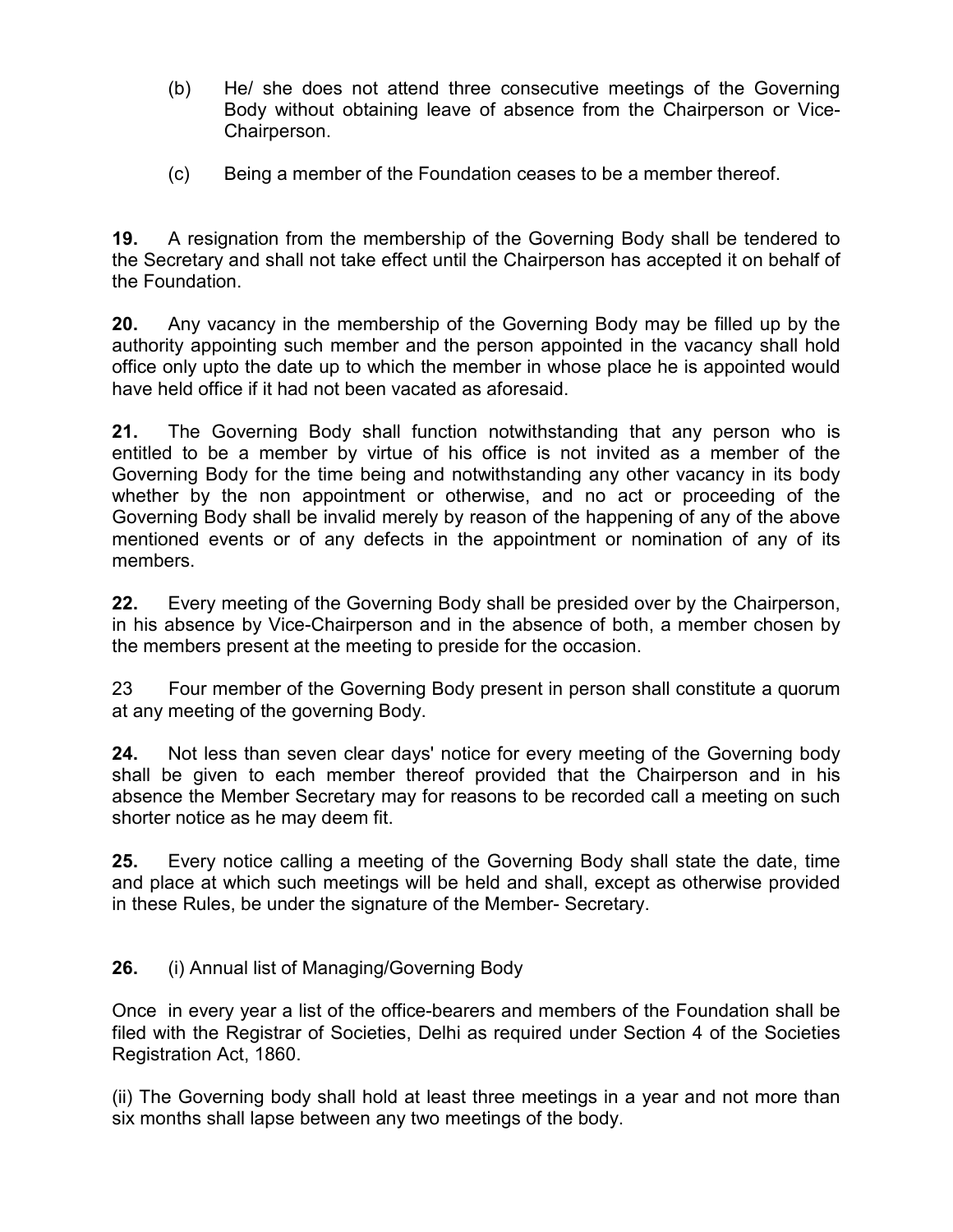(b) He/ she does not attend three consecutive meetings of the Governing Body without obtaining leave of absence from the Chairperson or Vice-Chairperson.

(c) Being a member of the Foundation ceases to be a member thereof.

**19.** A resignation from the membership of the Governing Body shall be tendered to the Secretary and shall not take effect until the Chairperson has accepted it on behalf of the Foundation.

**20.** Any vacancy in the membership of the Governing Body may be filled up by the authority appointing such member and the person appointed in the vacancy shall hold office only upto the date up to which the member in whose place he is appointed would have held office if it had not been vacated as aforesaid.

**21.** The Governing Body shall function notwithstanding that any person who is entitled to be a member by virtue of his office is not invited as a member of the Governing Body for the time being and notwithstanding any other vacancy in its body whether by the non appointment or otherwise, and no act or proceeding of the Governing Body shall be invalid merely by reason of the happening of any of the above mentioned events or of any defects in the appointment or nomination of any of its members.

**22.** Every meeting of the Governing Body shall be presided over by the Chairperson, in his absence by Vice-Chairperson and in the absence of both, a member chosen by the members present at the meeting to preside for the occasion.

23 Four member of the Governing Body present in person shall constitute a quorum at any meeting of the governing Body.

**24.** Not less than seven clear days' notice for every meeting of the Governing body shall be given to each member thereof provided that the Chairperson and in his absence the Member Secretary may for reasons to be recorded call a meeting on such shorter notice as he may deem fit.

**25.** Every notice calling a meeting of the Governing Body shall state the date, time and place at which such meetings will be held and shall, except as otherwise provided in these Rules, be under the signature of the Member- Secretary.

**26.** (i) Annual list of Managing/Governing Body

Once in every year a list of the office-bearers and members of the Foundation shall be filed with the Registrar of Societies, Delhi as required under Section 4 of the Societies Registration Act, 1860.

(ii) The Governing body shall hold at least three meetings in a year and not more than six months shall lapse between any two meetings of the body.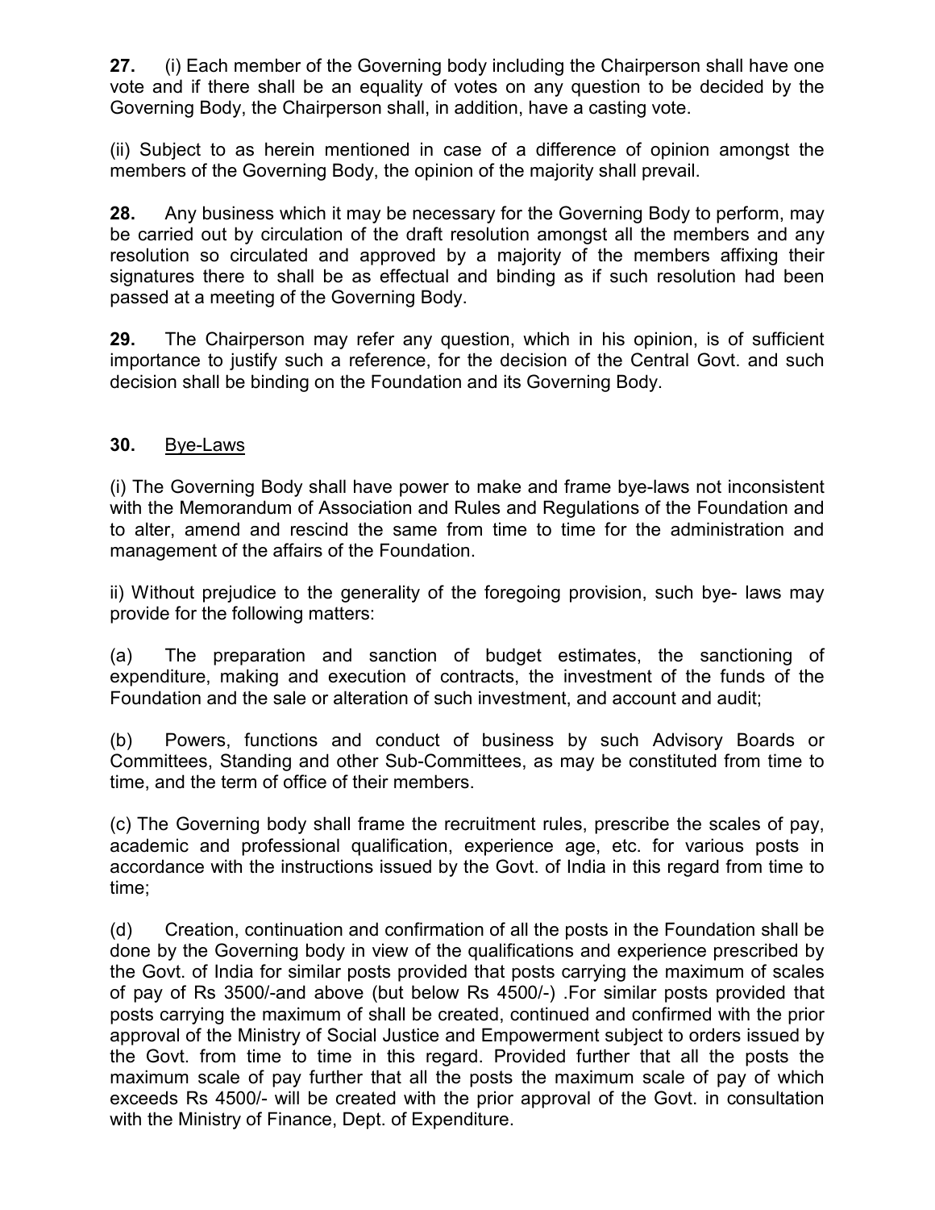**27.** (i) Each member of the Governing body including the Chairperson shall have one vote and if there shall be an equality of votes on any question to be decided by the Governing Body, the Chairperson shall, in addition, have a casting vote.

(ii) Subject to as herein mentioned in case of a difference of opinion amongst the members of the Governing Body, the opinion of the majority shall prevail.

**28.** Any business which it may be necessary for the Governing Body to perform, may be carried out by circulation of the draft resolution amongst all the members and any resolution so circulated and approved by a majority of the members affixing their signatures there to shall be as effectual and binding as if such resolution had been passed at a meeting of the Governing Body.

**29.** The Chairperson may refer any question, which in his opinion, is of sufficient importance to justify such a reference, for the decision of the Central Govt. and such decision shall be binding on the Foundation and its Governing Body.

**30.** <u>Bye-Laws</u>

(i) The Governing Body shall have power to make and frame bye-laws not inconsistent with the Memorandum of Association and Rules and Regulations of the Foundation and to alter, amend and rescind the same from time to time for the administration and management of the affairs of the Foundation.

ii) Without prejudice to the generality of the foregoing provision, such bye- laws may provide for the following matters:

(a) The preparation and sanction of budget estimates, the sanctioning of expenditure, making and execution of contracts, the investment of the funds of the Foundation and the sale or alteration of such investment, and account and audit;

(b) Powers, functions and conduct of business by such Advisory Boards or Committees, Standing and other Sub-Committees, as may be constituted from time to time, and the term of office of their members.

(c) The Governing body shall frame the recruitment rules, prescribe the scales of pay, academic and professional qualification, experience age, etc. for various posts in accordance with the instructions issued by the Govt. of India in this regard from time to time;

(d) Creation, continuation and confirmation of all the posts in the Foundation shall be done by the Governing body in view of the qualifications and experience prescribed by the Govt. of India for similar posts provided that posts carrying the maximum of scales of pay of Rs 3500/-and above (but below Rs 4500/-) .For similar posts provided that posts carrying the maximum of shall be created, continued and confirmed with the prior approval of the Ministry of Social Justice and Empowerment subject to orders issued by the Govt. from time to time in this regard. Provided further that all the posts the maximum scale of pay further that all the posts the maximum scale of pay of which exceeds Rs 4500/- will be created with the prior approval of the Govt. in consultation with the Ministry of Finance, Dept. of Expenditure.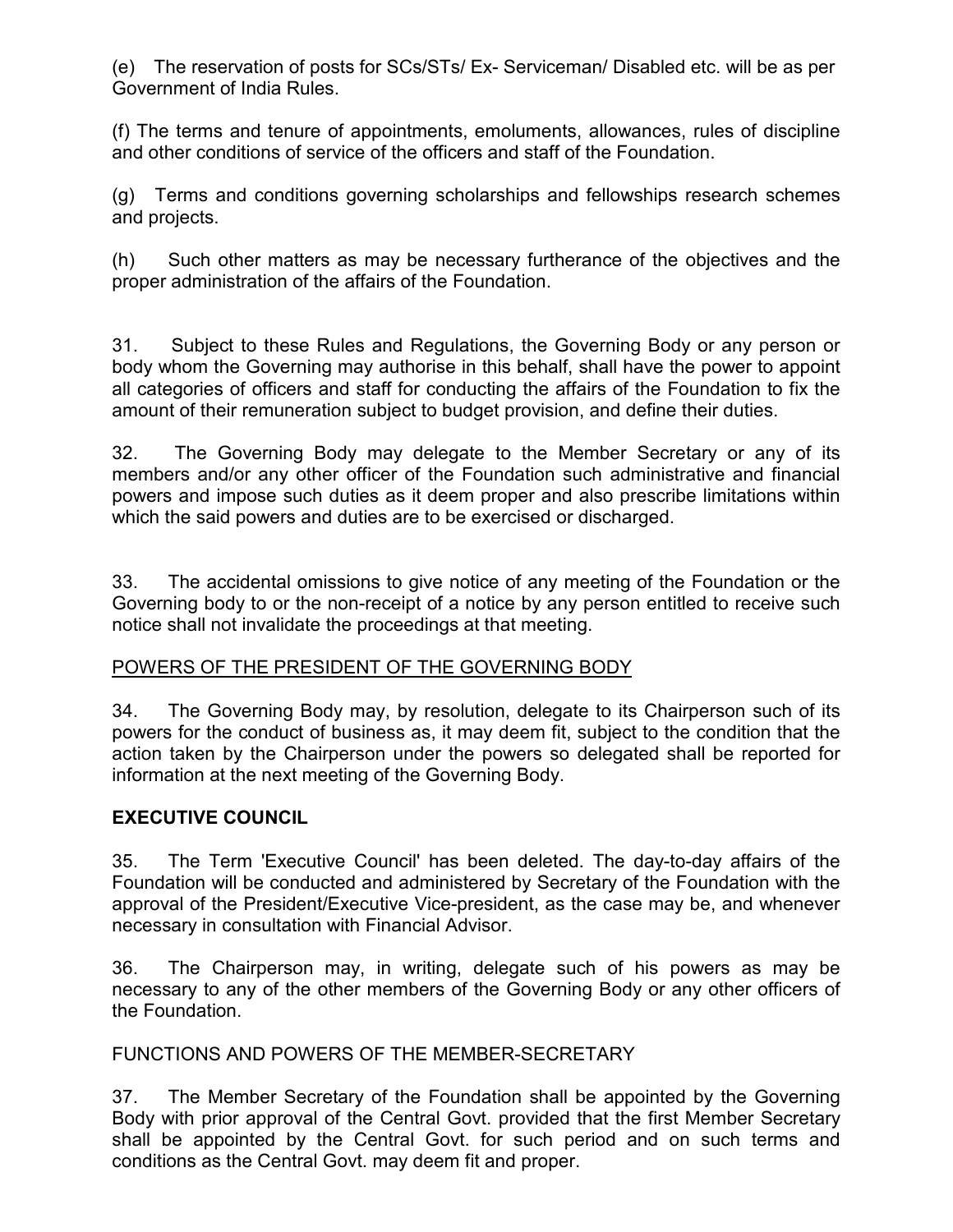(e) The reservation of posts for SCs/STs/ Ex- Serviceman/ Disabled etc. will be as per Government of India Rules.

(f) The terms and tenure of appointments, emoluments, allowances, rules of discipline and other conditions of service of the officers and staff of the Foundation.

(g) Terms and conditions governing scholarships and fellowships research schemes and projects.

(h) Such other matters as may be necessary furtherance of the objectives and the proper administration of the affairs of the Foundation.

31. Subject to these Rules and Regulations, the Governing Body or any person or body whom the Governing may authorise in this behalf, shall have the power to appoint all categories of officers and staff for conducting the affairs of the Foundation to fix the amount of their remuneration subject to budget provision, and define their duties.

32. The Governing Body may delegate to the Member Secretary or any of its members and/or any other officer of the Foundation such administrative and financial powers and impose such duties as it deem proper and also prescribe limitations within which the said powers and duties are to be exercised or discharged.

33. The accidental omissions to give notice of any meeting of the Foundation or the Governing body to or the non-receipt of a notice by any person entitled to receive such notice shall not invalidate the proceedings at that meeting.

<u>POWERS OF THE PRESIDENT OF THE GOVERNING BODY</u>

34. The Governing Body may, by resolution, delegate to its Chairperson such of its powers for the conduct of business as, it may deem fit, subject to the condition that the action taken by the Chairperson under the powers so delegated shall be reported for information at the next meeting of the Governing Body.

**EXECUTIVE COUNCIL**

35. The Term 'Executive Council' has been deleted. The day-to-day affairs of the Foundation will be conducted and administered by Secretary of the Foundation with the approval of the President/Executive Vice-president, as the case may be, and whenever necessary in consultation with Financial Advisor.

36. The Chairperson may, in writing, delegate such of his powers as may be necessary to any of the other members of the Governing Body or any other officers of the Foundation.

FUNCTIONS AND POWERS OF THE MEMBER-SECRETARY

37. The Member Secretary of the Foundation shall be appointed by the Governing Body with prior approval of the Central Govt. provided that the first Member Secretary shall be appointed by the Central Govt. for such period and on such terms and conditions as the Central Govt. may deem fit and proper.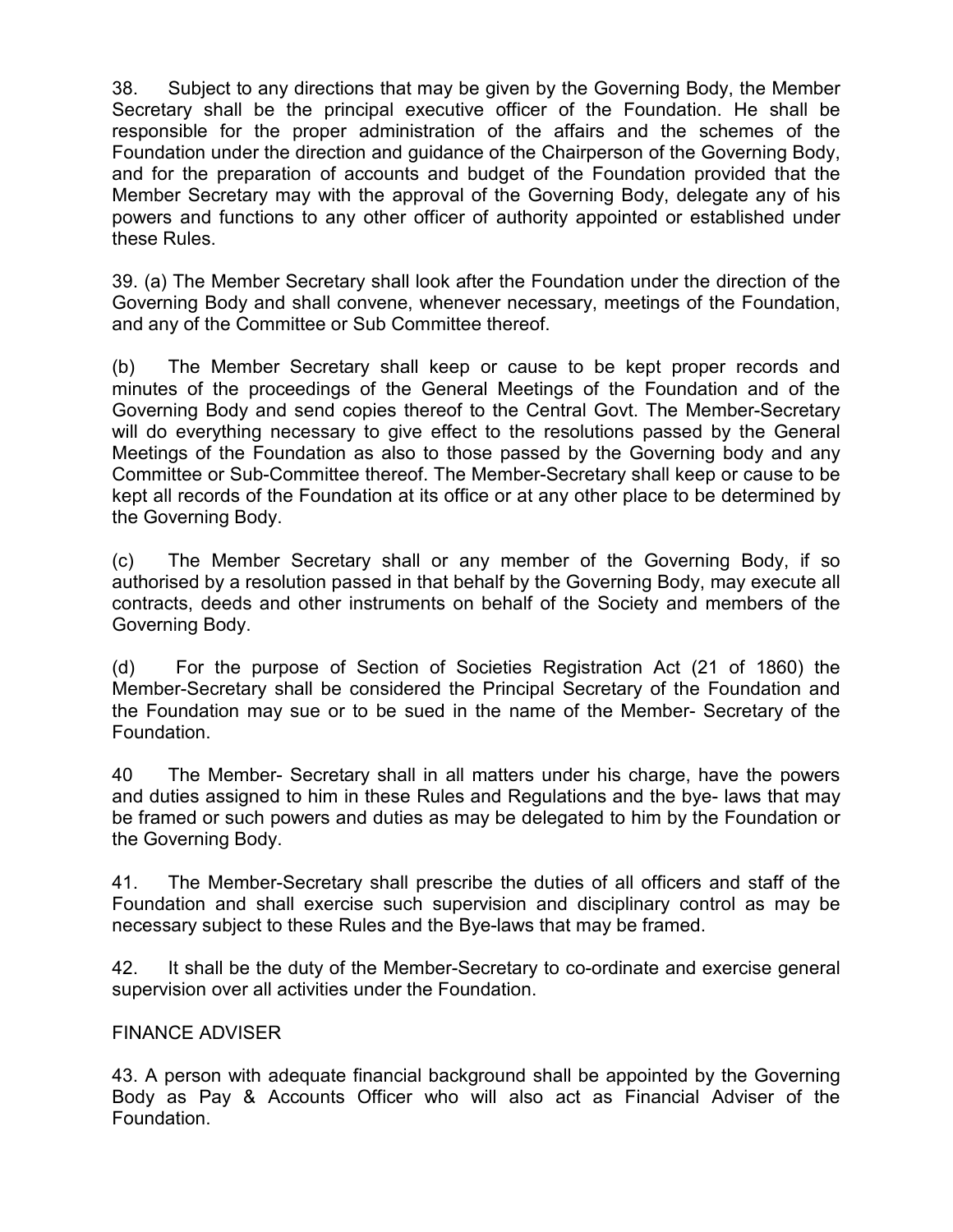38. Subject to any directions that may be given by the Governing Body, the Member Secretary shall be the principal executive officer of the Foundation. He shall be responsible for the proper administration of the affairs and the schemes of the Foundation under the direction and guidance of the Chairperson of the Governing Body, and for the preparation of accounts and budget of the Foundation provided that the Member Secretary may with the approval of the Governing Body, delegate any of his powers and functions to any other officer of authority appointed or established under these Rules.

39. (a) The Member Secretary shall look after the Foundation under the direction of the Governing Body and shall convene, whenever necessary, meetings of the Foundation, and any of the Committee or Sub Committee thereof.

(b) The Member Secretary shall keep or cause to be kept proper records and minutes of the proceedings of the General Meetings of the Foundation and of the Governing Body and send copies thereof to the Central Govt. The Member-Secretary will do everything necessary to give effect to the resolutions passed by the General Meetings of the Foundation as also to those passed by the Governing body and any Committee or Sub-Committee thereof. The Member-Secretary shall keep or cause to be kept all records of the Foundation at its office or at any other place to be determined by the Governing Body.

(c) The Member Secretary shall or any member of the Governing Body, if so authorised by a resolution passed in that behalf by the Governing Body, may execute all contracts, deeds and other instruments on behalf of the Society and members of the Governing Body.

(d) For the purpose of Section of Societies Registration Act (21 of 1860) the Member-Secretary shall be considered the Principal Secretary of the Foundation and the Foundation may sue or to be sued in the name of the Member- Secretary of the Foundation.

40 The Member- Secretary shall in all matters under his charge, have the powers and duties assigned to him in these Rules and Regulations and the bye- laws that may be framed or such powers and duties as may be delegated to him by the Foundation or the Governing Body.

41. The Member-Secretary shall prescribe the duties of all officers and staff of the Foundation and shall exercise such supervision and disciplinary control as may be necessary subject to these Rules and the Bye-laws that may be framed.

42. It shall be the duty of the Member-Secretary to co-ordinate and exercise general supervision over all activities under the Foundation.

FINANCE ADVISER

43. A person with adequate financial background shall be appointed by the Governing Body as Pay & Accounts Officer who will also act as Financial Adviser of the Foundation.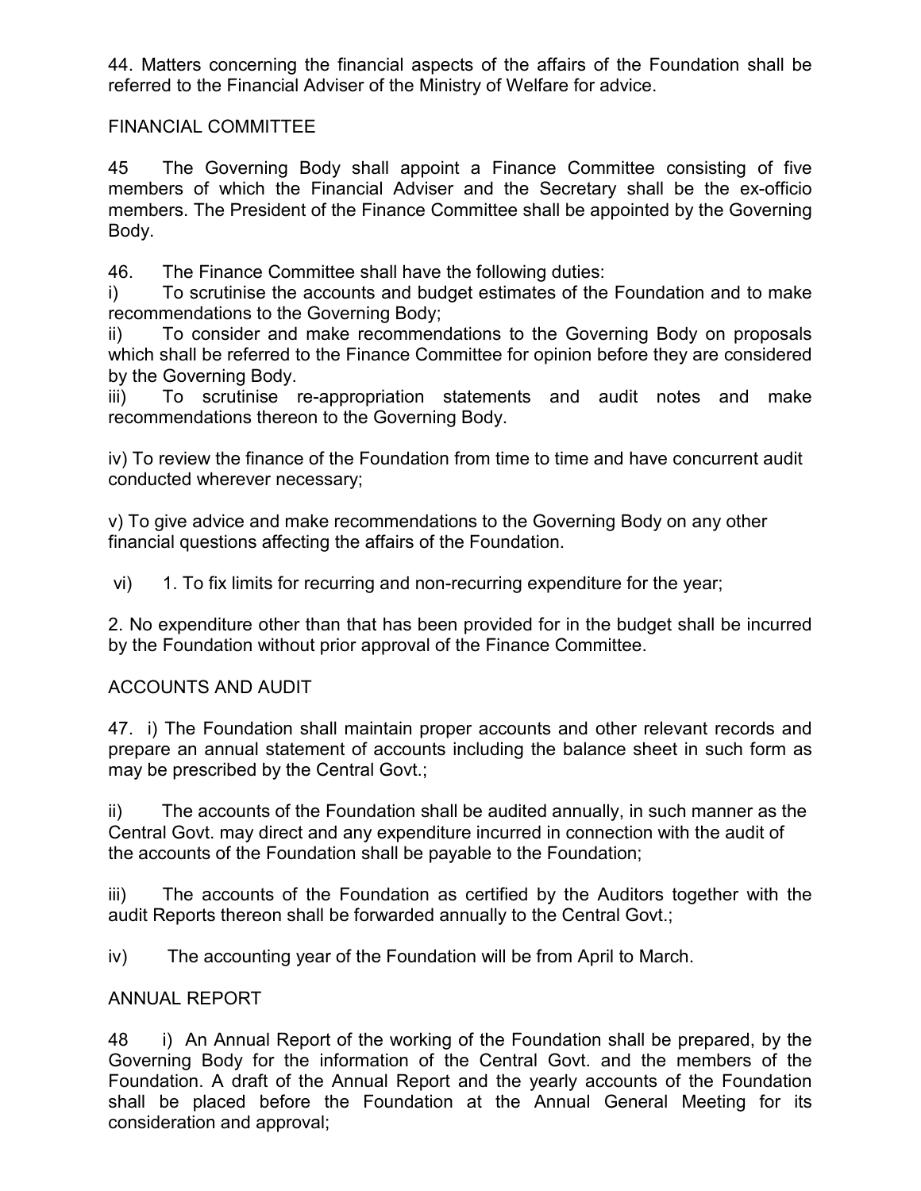44. Matters concerning the financial aspects of the affairs of the Foundation shall be referred to the Financial Adviser of the Ministry of Welfare for advice.

## FINANCIAL COMMITTEE

45 The Governing Body shall appoint a Finance Committee consisting of five members of which the Financial Adviser and the Secretary shall be the ex-officio members. The President of the Finance Committee shall be appointed by the Governing Body.

46. The Finance Committee shall have the following duties:

i) To scrutinise the accounts and budget estimates of the Foundation and to make recommendations to the Governing Body;

ii) To consider and make recommendations to the Governing Body on proposals which shall be referred to the Finance Committee for opinion before they are considered by the Governing Body.

iii) To scrutinise re-appropriation statements and audit notes and make recommendations thereon to the Governing Body.

iv) To review the finance of the Foundation from time to time and have concurrent audit conducted wherever necessary;

v) To give advice and make recommendations to the Governing Body on any other financial questions affecting the affairs of the Foundation.

vi) 1. To fix limits for recurring and non-recurring expenditure for the year;

2. No expenditure other than that has been provided for in the budget shall be incurred by the Foundation without prior approval of the Finance Committee.

## ACCOUNTS AND AUDIT

47. i) The Foundation shall maintain proper accounts and other relevant records and prepare an annual statement of accounts including the balance sheet in such form as may be prescribed by the Central Govt.;

ii) The accounts of the Foundation shall be audited annually, in such manner as the Central Govt. may direct and any expenditure incurred in connection with the audit of the accounts of the Foundation shall be payable to the Foundation;

iii) The accounts of the Foundation as certified by the Auditors together with the audit Reports thereon shall be forwarded annually to the Central Govt.;

iv) The accounting year of the Foundation will be from April to March.

## ANNUAL REPORT

48 i) An Annual Report of the working of the Foundation shall be prepared, by the Governing Body for the information of the Central Govt. and the members of the Foundation. A draft of the Annual Report and the yearly accounts of the Foundation shall be placed before the Foundation at the Annual General Meeting for its consideration and approval;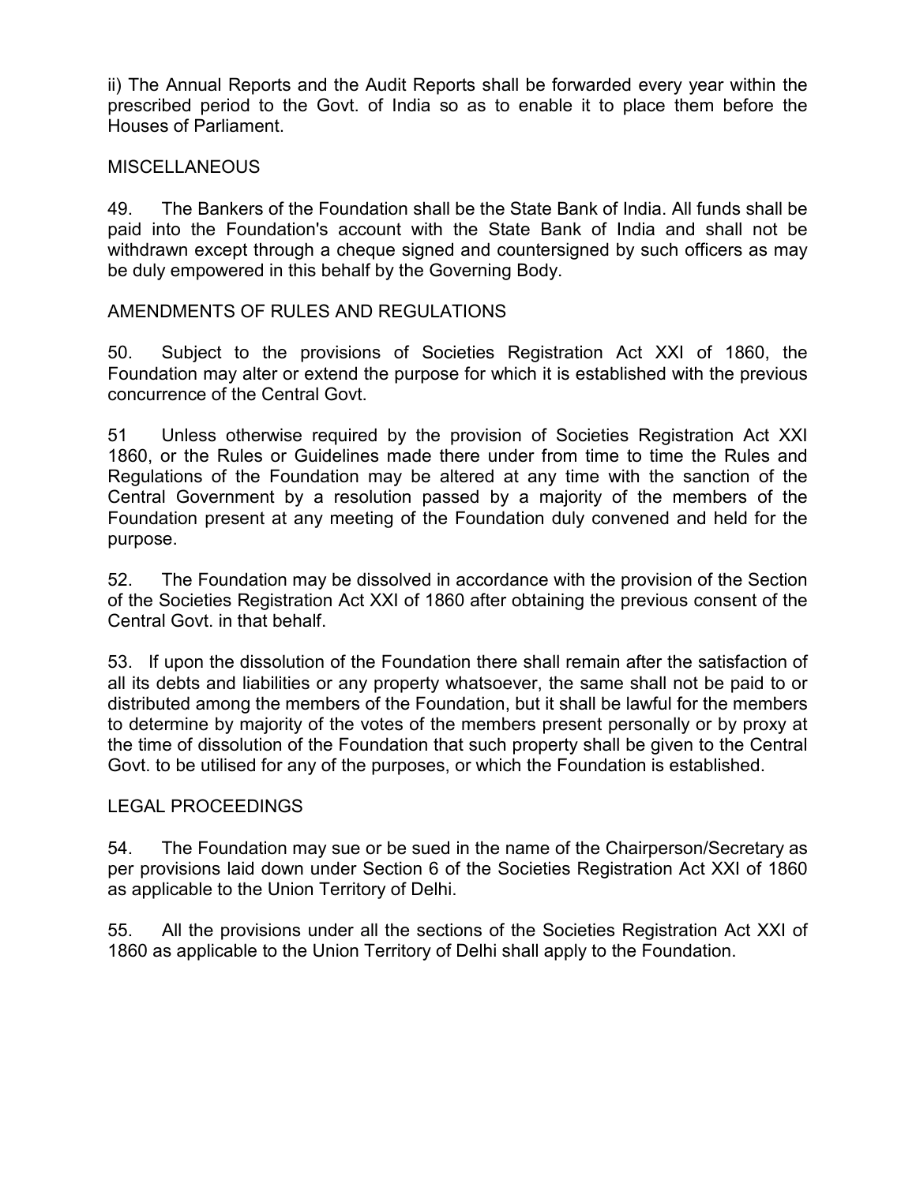ii) The Annual Reports and the Audit Reports shall be forwarded every year within the prescribed period to the Govt. of India so as to enable it to place them before the Houses of Parliament.

## MISCELLANEOUS

49. The Bankers of the Foundation shall be the State Bank of India. All funds shall be paid into the Foundation's account with the State Bank of India and shall not be withdrawn except through a cheque signed and countersigned by such officers as may be duly empowered in this behalf by the Governing Body.

## AMENDMENTS OF RULES AND REGULATIONS

50. Subject to the provisions of Societies Registration Act XXI of 1860, the Foundation may alter or extend the purpose for which it is established with the previous concurrence of the Central Govt.

51 Unless otherwise required by the provision of Societies Registration Act XXI 1860, or the Rules or Guidelines made there under from time to time the Rules and Regulations of the Foundation may be altered at any time with the sanction of the Central Government by a resolution passed by a majority of the members of the Foundation present at any meeting of the Foundation duly convened and held for the purpose.

52. The Foundation may be dissolved in accordance with the provision of the Section of the Societies Registration Act XXI of 1860 after obtaining the previous consent of the Central Govt. in that behalf.

53. If upon the dissolution of the Foundation there shall remain after the satisfaction of all its debts and liabilities or any property whatsoever, the same shall not be paid to or distributed among the members of the Foundation, but it shall be lawful for the members to determine by majority of the votes of the members present personally or by proxy at the time of dissolution of the Foundation that such property shall be given to the Central Govt. to be utilised for any of the purposes, or which the Foundation is established.

## LEGAL PROCEEDINGS

54. The Foundation may sue or be sued in the name of the Chairperson/Secretary as per provisions laid down under Section 6 of the Societies Registration Act XXI of 1860 as applicable to the Union Territory of Delhi.

55. All the provisions under all the sections of the Societies Registration Act XXI of 1860 as applicable to the Union Territory of Delhi shall apply to the Foundation.